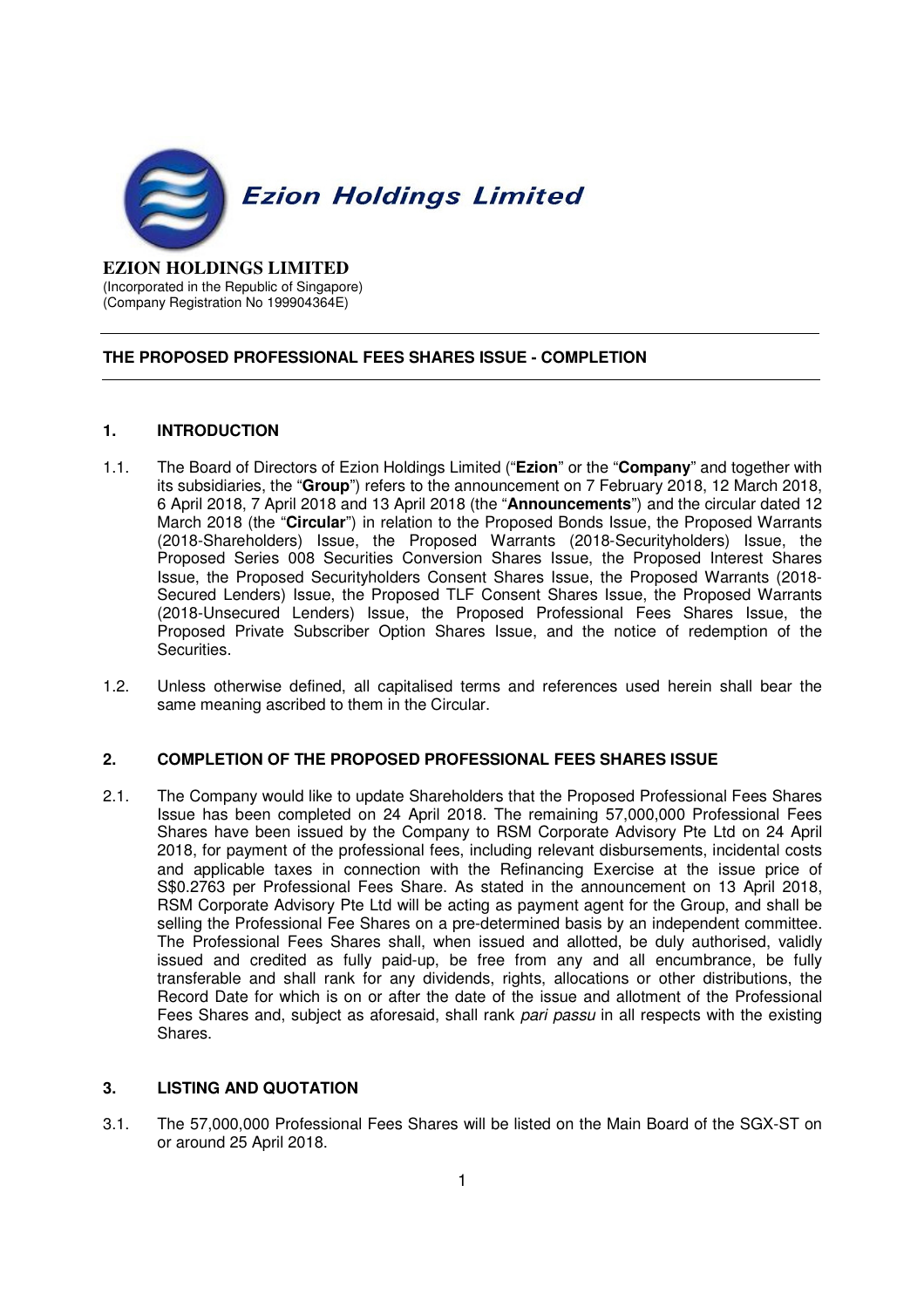**Ezion Holdings Limited**

**EZION HOLDINGS LIMITED**
(Incorporated in the Republic of Singapore)
(Company Registration No 199904364E)

---

**THE PROPOSED PROFESSIONAL FEES SHARES ISSUE - COMPLETION**

---

## 1. INTRODUCTION

1.1. The Board of Directors of Ezion Holdings Limited ("**Ezion**" or the "**Company**" and together with its subsidiaries, the "**Group**") refers to the announcement on 7 February 2018, 12 March 2018, 6 April 2018, 7 April 2018 and 13 April 2018 (the "**Announcements**") and the circular dated 12 March 2018 (the "**Circular**") in relation to the Proposed Bonds Issue, the Proposed Warrants (2018-Shareholders) Issue, the Proposed Warrants (2018-Securityholders) Issue, the Proposed Series 008 Securities Conversion Shares Issue, the Proposed Interest Shares Issue, the Proposed Securityholders Consent Shares Issue, the Proposed Warrants (2018-Secured Lenders) Issue, the Proposed TLF Consent Shares Issue, the Proposed Warrants (2018-Unsecured Lenders) Issue, the Proposed Professional Fees Shares Issue, the Proposed Private Subscriber Option Shares Issue, and the notice of redemption of the Securities.

1.2. Unless otherwise defined, all capitalised terms and references used herein shall bear the same meaning ascribed to them in the Circular.

## 2. COMPLETION OF THE PROPOSED PROFESSIONAL FEES SHARES ISSUE

2.1. The Company would like to update Shareholders that the Proposed Professional Fees Shares Issue has been completed on 24 April 2018. The remaining 57,000,000 Professional Fees Shares have been issued by the Company to RSM Corporate Advisory Pte Ltd on 24 April 2018, for payment of the professional fees, including relevant disbursements, incidental costs and applicable taxes in connection with the Refinancing Exercise at the issue price of S$0.2763 per Professional Fees Share. As stated in the announcement on 13 April 2018, RSM Corporate Advisory Pte Ltd will be acting as payment agent for the Group, and shall be selling the Professional Fee Shares on a pre-determined basis by an independent committee. The Professional Fees Shares shall, when issued and allotted, be duly authorised, validly issued and credited as fully paid-up, be free from any and all encumbrance, be fully transferable and shall rank for any dividends, rights, allocations or other distributions, the Record Date for which is on or after the date of the issue and allotment of the Professional Fees Shares and, subject as aforesaid, shall rank *pari passu* in all respects with the existing Shares.

## 3. LISTING AND QUOTATION

3.1. The 57,000,000 Professional Fees Shares will be listed on the Main Board of the SGX-ST on or around 25 April 2018.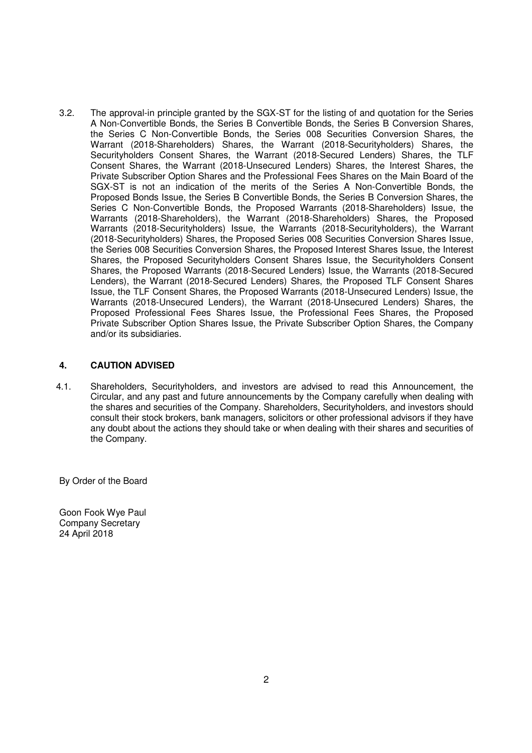3.2. The approval-in principle granted by the SGX-ST for the listing of and quotation for the Series A Non-Convertible Bonds, the Series B Convertible Bonds, the Series B Conversion Shares, the Series C Non-Convertible Bonds, the Series 008 Securities Conversion Shares, the Warrant (2018-Shareholders) Shares, the Warrant (2018-Securityholders) Shares, the Securityholders Consent Shares, the Warrant (2018-Secured Lenders) Shares, the TLF Consent Shares, the Warrant (2018-Unsecured Lenders) Shares, the Interest Shares, the Private Subscriber Option Shares and the Professional Fees Shares on the Main Board of the SGX-ST is not an indication of the merits of the Series A Non-Convertible Bonds, the Proposed Bonds Issue, the Series B Convertible Bonds, the Series B Conversion Shares, the Series C Non-Convertible Bonds, the Proposed Warrants (2018-Shareholders) Issue, the Warrants (2018-Shareholders), the Warrant (2018-Shareholders) Shares, the Proposed Warrants (2018-Securityholders) Issue, the Warrants (2018-Securityholders), the Warrant (2018-Securityholders) Shares, the Proposed Series 008 Securities Conversion Shares Issue, the Series 008 Securities Conversion Shares, the Proposed Interest Shares Issue, the Interest Shares, the Proposed Securityholders Consent Shares Issue, the Securityholders Consent Shares, the Proposed Warrants (2018-Secured Lenders) Issue, the Warrants (2018-Secured Lenders), the Warrant (2018-Secured Lenders) Shares, the Proposed TLF Consent Shares Issue, the TLF Consent Shares, the Proposed Warrants (2018-Unsecured Lenders) Issue, the Warrants (2018-Unsecured Lenders), the Warrant (2018-Unsecured Lenders) Shares, the Proposed Professional Fees Shares Issue, the Professional Fees Shares, the Proposed Private Subscriber Option Shares Issue, the Private Subscriber Option Shares, the Company and/or its subsidiaries.

## 4. CAUTION ADVISED

4.1. Shareholders, Securityholders, and investors are advised to read this Announcement, the Circular, and any past and future announcements by the Company carefully when dealing with the shares and securities of the Company. Shareholders, Securityholders, and investors should consult their stock brokers, bank managers, solicitors or other professional advisors if they have any doubt about the actions they should take or when dealing with their shares and securities of the Company.

By Order of the Board

Goon Fook Wye Paul
Company Secretary
24 April 2018